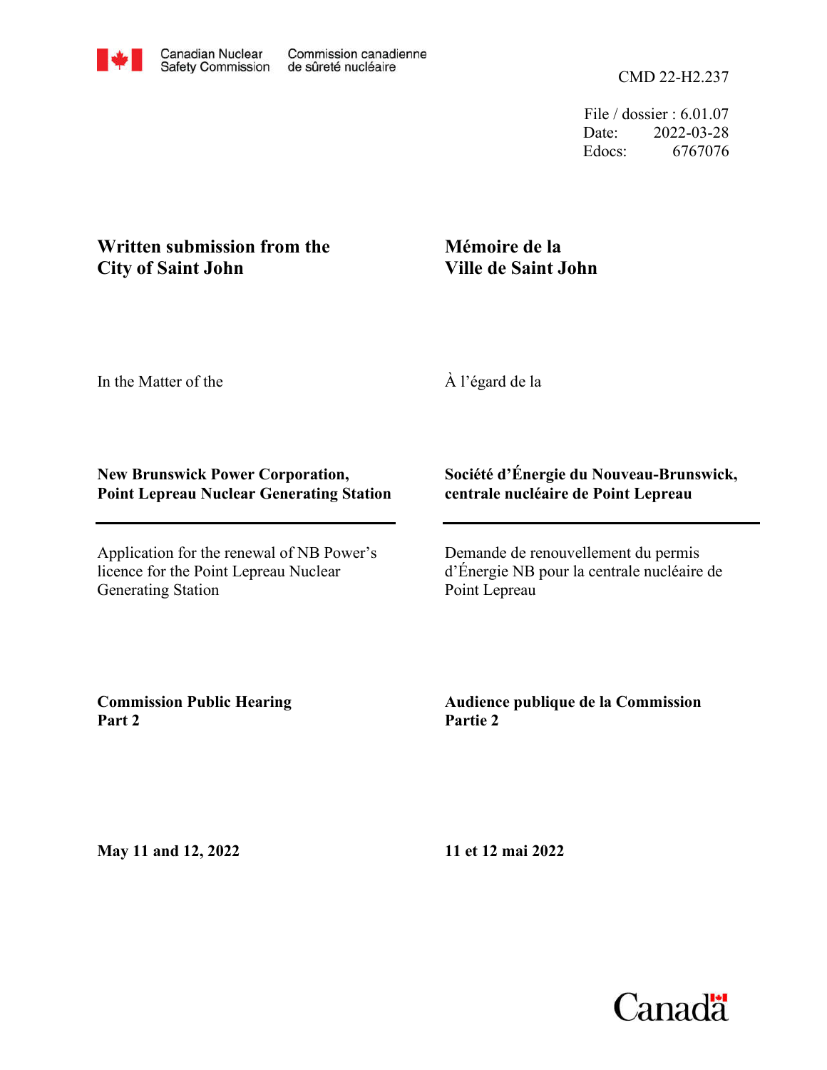Canadian Nuclear Safety Commission / Commission canadienne de sûreté nucléaire

CMD 22-H2.237

File / dossier : 6.01.07
Date: 2022-03-28
Edocs: 6767076

**Written submission from the City of Saint John**

**Mémoire de la Ville de Saint John**

In the Matter of the

À l'égard de la

**New Brunswick Power Corporation, Point Lepreau Nuclear Generating Station**

**Société d'Énergie du Nouveau-Brunswick, centrale nucléaire de Point Lepreau**

Application for the renewal of NB Power's licence for the Point Lepreau Nuclear Generating Station

Demande de renouvellement du permis d'Énergie NB pour la centrale nucléaire de Point Lepreau

**Commission Public Hearing Part 2**

**Audience publique de la Commission Partie 2**

**May 11 and 12, 2022**

**11 et 12 mai 2022**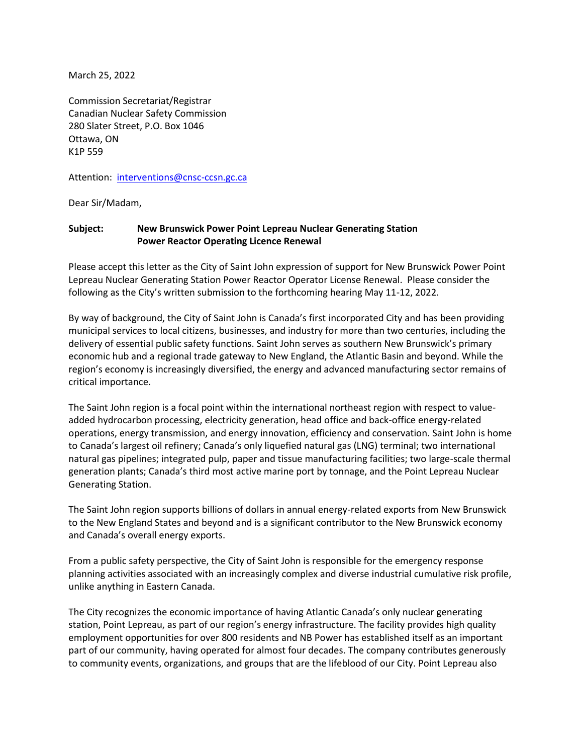March 25, 2022

Commission Secretariat/Registrar
Canadian Nuclear Safety Commission
280 Slater Street, P.O. Box 1046
Ottawa, ON
K1P 559

Attention: interventions@cnsc-ccsn.gc.ca

Dear Sir/Madam,

**Subject: New Brunswick Power Point Lepreau Nuclear Generating Station Power Reactor Operating Licence Renewal**

Please accept this letter as the City of Saint John expression of support for New Brunswick Power Point Lepreau Nuclear Generating Station Power Reactor Operator License Renewal. Please consider the following as the City's written submission to the forthcoming hearing May 11-12, 2022.

By way of background, the City of Saint John is Canada's first incorporated City and has been providing municipal services to local citizens, businesses, and industry for more than two centuries, including the delivery of essential public safety functions. Saint John serves as southern New Brunswick's primary economic hub and a regional trade gateway to New England, the Atlantic Basin and beyond. While the region's economy is increasingly diversified, the energy and advanced manufacturing sector remains of critical importance.

The Saint John region is a focal point within the international northeast region with respect to value-added hydrocarbon processing, electricity generation, head office and back-office energy-related operations, energy transmission, and energy innovation, efficiency and conservation. Saint John is home to Canada's largest oil refinery; Canada's only liquefied natural gas (LNG) terminal; two international natural gas pipelines; integrated pulp, paper and tissue manufacturing facilities; two large-scale thermal generation plants; Canada's third most active marine port by tonnage, and the Point Lepreau Nuclear Generating Station.

The Saint John region supports billions of dollars in annual energy-related exports from New Brunswick to the New England States and beyond and is a significant contributor to the New Brunswick economy and Canada's overall energy exports.

From a public safety perspective, the City of Saint John is responsible for the emergency response planning activities associated with an increasingly complex and diverse industrial cumulative risk profile, unlike anything in Eastern Canada.

The City recognizes the economic importance of having Atlantic Canada's only nuclear generating station, Point Lepreau, as part of our region's energy infrastructure. The facility provides high quality employment opportunities for over 800 residents and NB Power has established itself as an important part of our community, having operated for almost four decades. The company contributes generously to community events, organizations, and groups that are the lifeblood of our City. Point Lepreau also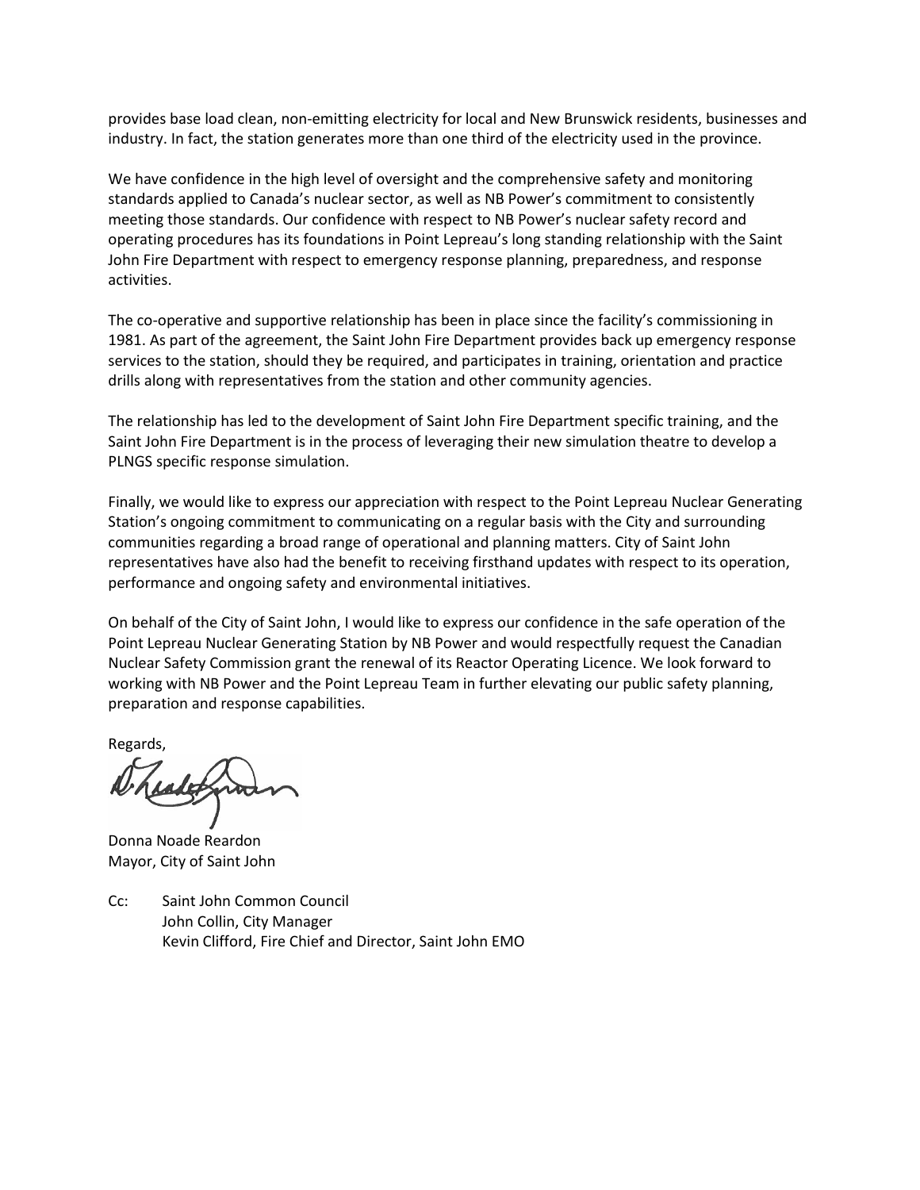provides base load clean, non-emitting electricity for local and New Brunswick residents, businesses and industry. In fact, the station generates more than one third of the electricity used in the province.

We have confidence in the high level of oversight and the comprehensive safety and monitoring standards applied to Canada's nuclear sector, as well as NB Power's commitment to consistently meeting those standards. Our confidence with respect to NB Power's nuclear safety record and operating procedures has its foundations in Point Lepreau's long standing relationship with the Saint John Fire Department with respect to emergency response planning, preparedness, and response activities.

The co-operative and supportive relationship has been in place since the facility's commissioning in 1981. As part of the agreement, the Saint John Fire Department provides back up emergency response services to the station, should they be required, and participates in training, orientation and practice drills along with representatives from the station and other community agencies.

The relationship has led to the development of Saint John Fire Department specific training, and the Saint John Fire Department is in the process of leveraging their new simulation theatre to develop a PLNGS specific response simulation.

Finally, we would like to express our appreciation with respect to the Point Lepreau Nuclear Generating Station's ongoing commitment to communicating on a regular basis with the City and surrounding communities regarding a broad range of operational and planning matters. City of Saint John representatives have also had the benefit to receiving firsthand updates with respect to its operation, performance and ongoing safety and environmental initiatives.

On behalf of the City of Saint John, I would like to express our confidence in the safe operation of the Point Lepreau Nuclear Generating Station by NB Power and would respectfully request the Canadian Nuclear Safety Commission grant the renewal of its Reactor Operating Licence. We look forward to working with NB Power and the Point Lepreau Team in further elevating our public safety planning, preparation and response capabilities.

Regards,

Donna Noade Reardon
Mayor, City of Saint John

Cc: Saint John Common Council
John Collin, City Manager
Kevin Clifford, Fire Chief and Director, Saint John EMO